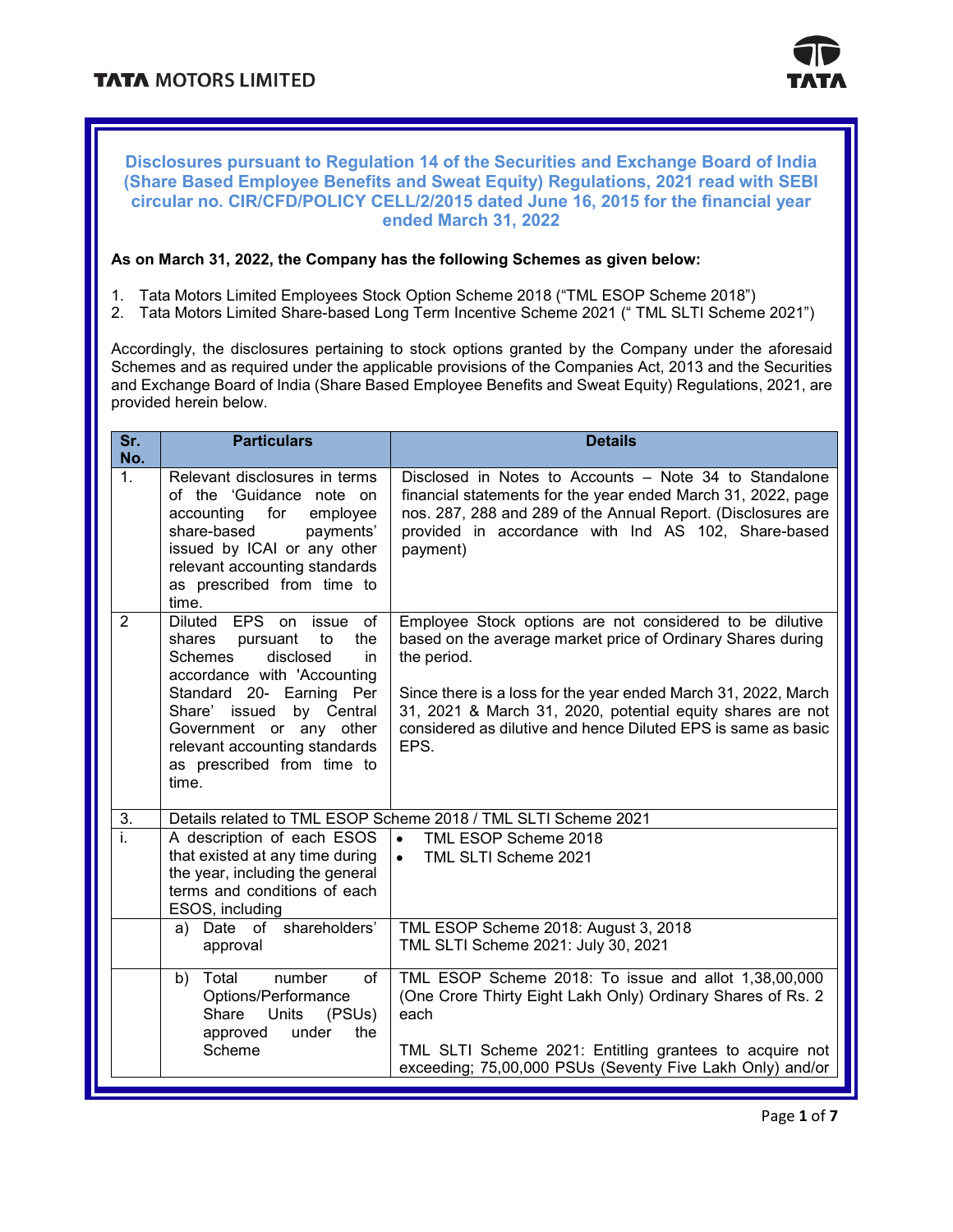# Disclosures pursuant to Regulation 14 of the Securities and Exchange Board of India (Share Based Employee Benefits and Sweat Equity) Regulations, 2021 read with SEBI circular no. CIR/CFD/POLICY CELL/2/2015 dated June 16, 2015 for the financial year ended March 31, 2022

**As on March 31, 2022, the Company has the following Schemes as given below:**

1. Tata Motors Limited Employees Stock Option Scheme 2018 ("TML ESOP Scheme 2018")
2. Tata Motors Limited Share-based Long Term Incentive Scheme 2021 (" TML SLTI Scheme 2021")

Accordingly, the disclosures pertaining to stock options granted by the Company under the aforesaid Schemes and as required under the applicable provisions of the Companies Act, 2013 and the Securities and Exchange Board of India (Share Based Employee Benefits and Sweat Equity) Regulations, 2021, are provided herein below.

| Sr. No. | Particulars | Details |
|---|---|---|
| 1. | Relevant disclosures in terms of the 'Guidance note on accounting for employee share-based payments' issued by ICAI or any other relevant accounting standards as prescribed from time to time. | Disclosed in Notes to Accounts – Note 34 to Standalone financial statements for the year ended March 31, 2022, page nos. 287, 288 and 289 of the Annual Report. (Disclosures are provided in accordance with Ind AS 102, Share-based payment) |
| 2 | Diluted EPS on issue of shares pursuant to the Schemes disclosed in accordance with 'Accounting Standard 20- Earning Per Share' issued by Central Government or any other relevant accounting standards as prescribed from time to time. | Employee Stock options are not considered to be dilutive based on the average market price of Ordinary Shares during the period.<br><br>Since there is a loss for the year ended March 31, 2022, March 31, 2021 & March 31, 2020, potential equity shares are not considered as dilutive and hence Diluted EPS is same as basic EPS. |
| 3. | Details related to TML ESOP Scheme 2018 / TML SLTI Scheme 2021 | |
| i. | A description of each ESOS that existed at any time during the year, including the general terms and conditions of each ESOS, including | • TML ESOP Scheme 2018<br>• TML SLTI Scheme 2021 |
| | a) Date of shareholders' approval | TML ESOP Scheme 2018: August 3, 2018<br>TML SLTI Scheme 2021: July 30, 2021 |
| | b) Total number of Options/Performance Share Units (PSUs) approved under the Scheme | TML ESOP Scheme 2018: To issue and allot 1,38,00,000 (One Crore Thirty Eight Lakh Only) Ordinary Shares of Rs. 2 each<br><br>TML SLTI Scheme 2021: Entitling grantees to acquire not exceeding; 75,00,000 PSUs (Seventy Five Lakh Only) and/or |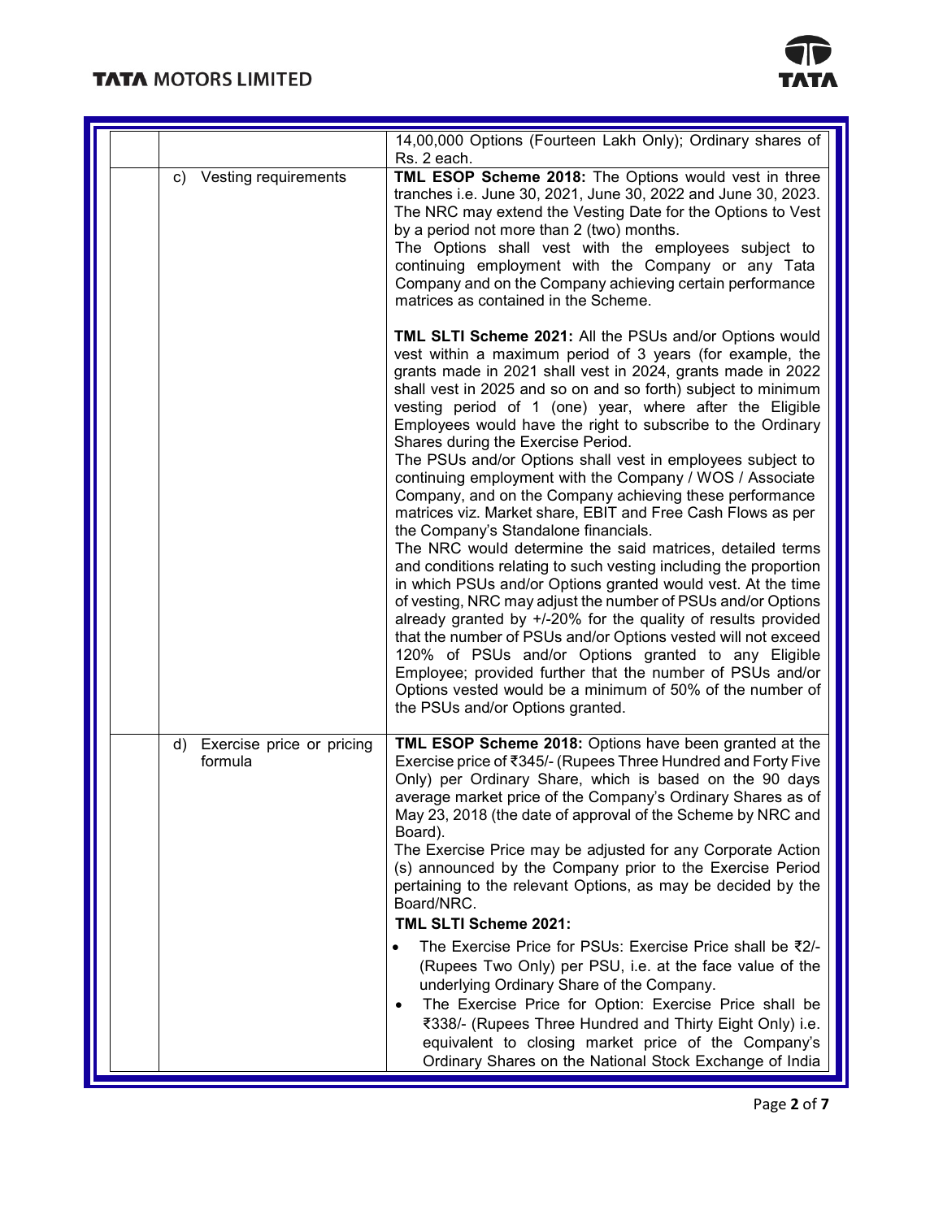| | | |
|---|---|---|
| | | 14,00,000 Options (Fourteen Lakh Only); Ordinary shares of Rs. 2 each. |
| | c) Vesting requirements | **TML ESOP Scheme 2018:** The Options would vest in three tranches i.e. June 30, 2021, June 30, 2022 and June 30, 2023. The NRC may extend the Vesting Date for the Options to Vest by a period not more than 2 (two) months.<br>The Options shall vest with the employees subject to continuing employment with the Company or any Tata Company and on the Company achieving certain performance matrices as contained in the Scheme.<br><br>**TML SLTI Scheme 2021:** All the PSUs and/or Options would vest within a maximum period of 3 years (for example, the grants made in 2021 shall vest in 2024, grants made in 2022 shall vest in 2025 and so on and so forth) subject to minimum vesting period of 1 (one) year, where after the Eligible Employees would have the right to subscribe to the Ordinary Shares during the Exercise Period.<br>The PSUs and/or Options shall vest in employees subject to continuing employment with the Company / WOS / Associate Company, and on the Company achieving these performance matrices viz. Market share, EBIT and Free Cash Flows as per the Company's Standalone financials.<br>The NRC would determine the said matrices, detailed terms and conditions relating to such vesting including the proportion in which PSUs and/or Options granted would vest. At the time of vesting, NRC may adjust the number of PSUs and/or Options already granted by +/-20% for the quality of results provided that the number of PSUs and/or Options vested will not exceed 120% of PSUs and/or Options granted to any Eligible Employee; provided further that the number of PSUs and/or Options vested would be a minimum of 50% of the number of the PSUs and/or Options granted. |
| | d) Exercise price or pricing formula | **TML ESOP Scheme 2018:** Options have been granted at the Exercise price of ₹345/- (Rupees Three Hundred and Forty Five Only) per Ordinary Share, which is based on the 90 days average market price of the Company's Ordinary Shares as of May 23, 2018 (the date of approval of the Scheme by NRC and Board).<br>The Exercise Price may be adjusted for any Corporate Action (s) announced by the Company prior to the Exercise Period pertaining to the relevant Options, as may be decided by the Board/NRC.<br>**TML SLTI Scheme 2021:**<br>• The Exercise Price for PSUs: Exercise Price shall be ₹2/- (Rupees Two Only) per PSU, i.e. at the face value of the underlying Ordinary Share of the Company.<br>• The Exercise Price for Option: Exercise Price shall be ₹338/- (Rupees Three Hundred and Thirty Eight Only) i.e. equivalent to closing market price of the Company's Ordinary Shares on the National Stock Exchange of India |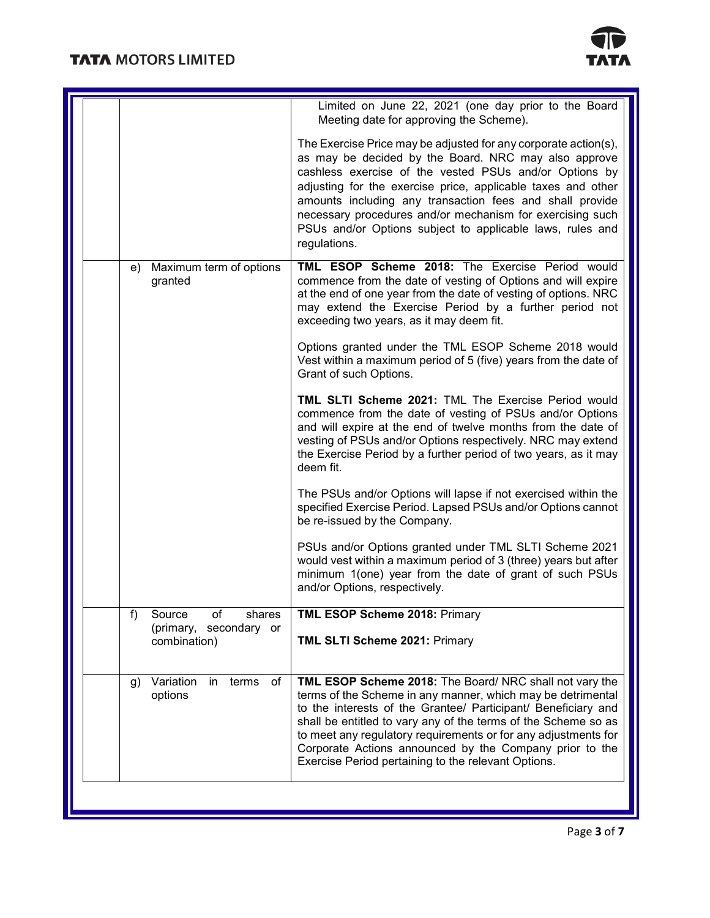| | | |
|---|---|---|
| | | Limited on June 22, 2021 (one day prior to the Board Meeting date for approving the Scheme).<br><br>The Exercise Price may be adjusted for any corporate action(s), as may be decided by the Board. NRC may also approve cashless exercise of the vested PSUs and/or Options by adjusting for the exercise price, applicable taxes and other amounts including any transaction fees and shall provide necessary procedures and/or mechanism for exercising such PSUs and/or Options subject to applicable laws, rules and regulations. |
| | e) Maximum term of options granted | **TML ESOP Scheme 2018:** The Exercise Period would commence from the date of vesting of Options and will expire at the end of one year from the date of vesting of options. NRC may extend the Exercise Period by a further period not exceeding two years, as it may deem fit.<br><br>Options granted under the TML ESOP Scheme 2018 would Vest within a maximum period of 5 (five) years from the date of Grant of such Options.<br><br>**TML SLTI Scheme 2021:** TML The Exercise Period would commence from the date of vesting of PSUs and/or Options and will expire at the end of twelve months from the date of vesting of PSUs and/or Options respectively. NRC may extend the Exercise Period by a further period of two years, as it may deem fit.<br><br>The PSUs and/or Options will lapse if not exercised within the specified Exercise Period. Lapsed PSUs and/or Options cannot be re-issued by the Company.<br><br>PSUs and/or Options granted under TML SLTI Scheme 2021 would vest within a maximum period of 3 (three) years but after minimum 1(one) year from the date of grant of such PSUs and/or Options, respectively. |
| | f) Source of shares (primary, secondary or combination) | **TML ESOP Scheme 2018:** Primary<br><br>**TML SLTI Scheme 2021:** Primary |
| | g) Variation in terms of options | **TML ESOP Scheme 2018:** The Board/ NRC shall not vary the terms of the Scheme in any manner, which may be detrimental to the interests of the Grantee/ Participant/ Beneficiary and shall be entitled to vary any of the terms of the Scheme so as to meet any regulatory requirements or for any adjustments for Corporate Actions announced by the Company prior to the Exercise Period pertaining to the relevant Options. |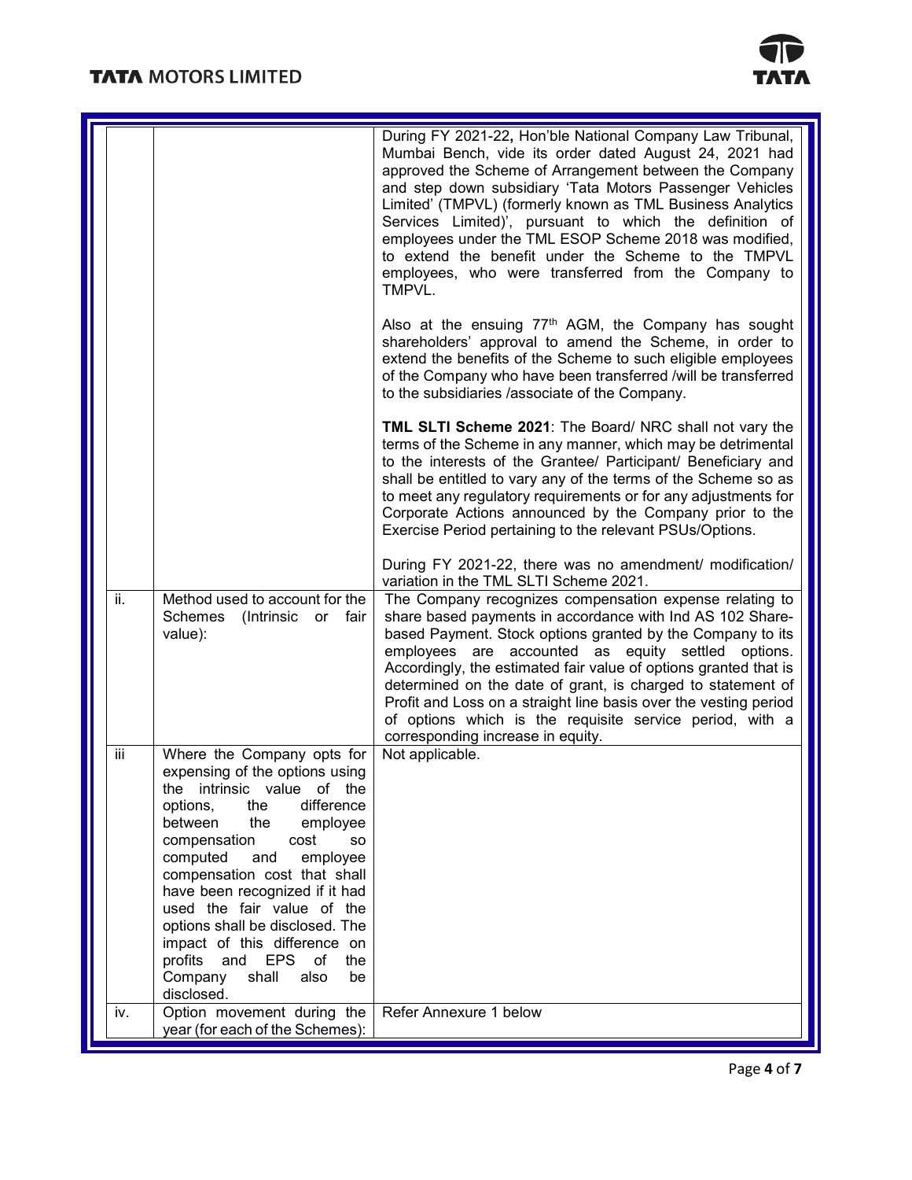| | | |
|---|---|---|
| | | During FY 2021-22, Hon'ble National Company Law Tribunal, Mumbai Bench, vide its order dated August 24, 2021 had approved the Scheme of Arrangement between the Company and step down subsidiary 'Tata Motors Passenger Vehicles Limited' (TMPVL) (formerly known as TML Business Analytics Services Limited)', pursuant to which the definition of employees under the TML ESOP Scheme 2018 was modified, to extend the benefit under the Scheme to the TMPVL employees, who were transferred from the Company to TMPVL.<br><br>Also at the ensuing 77th AGM, the Company has sought shareholders' approval to amend the Scheme, in order to extend the benefits of the Scheme to such eligible employees of the Company who have been transferred /will be transferred to the subsidiaries /associate of the Company.<br><br>**TML SLTI Scheme 2021**: The Board/ NRC shall not vary the terms of the Scheme in any manner, which may be detrimental to the interests of the Grantee/ Participant/ Beneficiary and shall be entitled to vary any of the terms of the Scheme so as to meet any regulatory requirements or for any adjustments for Corporate Actions announced by the Company prior to the Exercise Period pertaining to the relevant PSUs/Options.<br><br>During FY 2021-22, there was no amendment/ modification/ variation in the TML SLTI Scheme 2021. |
| ii. | Method used to account for the Schemes (Intrinsic or fair value): | The Company recognizes compensation expense relating to share based payments in accordance with Ind AS 102 Share-based Payment. Stock options granted by the Company to its employees are accounted as equity settled options. Accordingly, the estimated fair value of options granted that is determined on the date of grant, is charged to statement of Profit and Loss on a straight line basis over the vesting period of options which is the requisite service period, with a corresponding increase in equity. |
| iii | Where the Company opts for expensing of the options using the intrinsic value of the options, the difference between the employee compensation cost so computed and employee compensation cost that shall have been recognized if it had used the fair value of the options shall be disclosed. The impact of this difference on profits and EPS of the Company shall also be disclosed. | Not applicable. |
| iv. | Option movement during the year (for each of the Schemes): | Refer Annexure 1 below |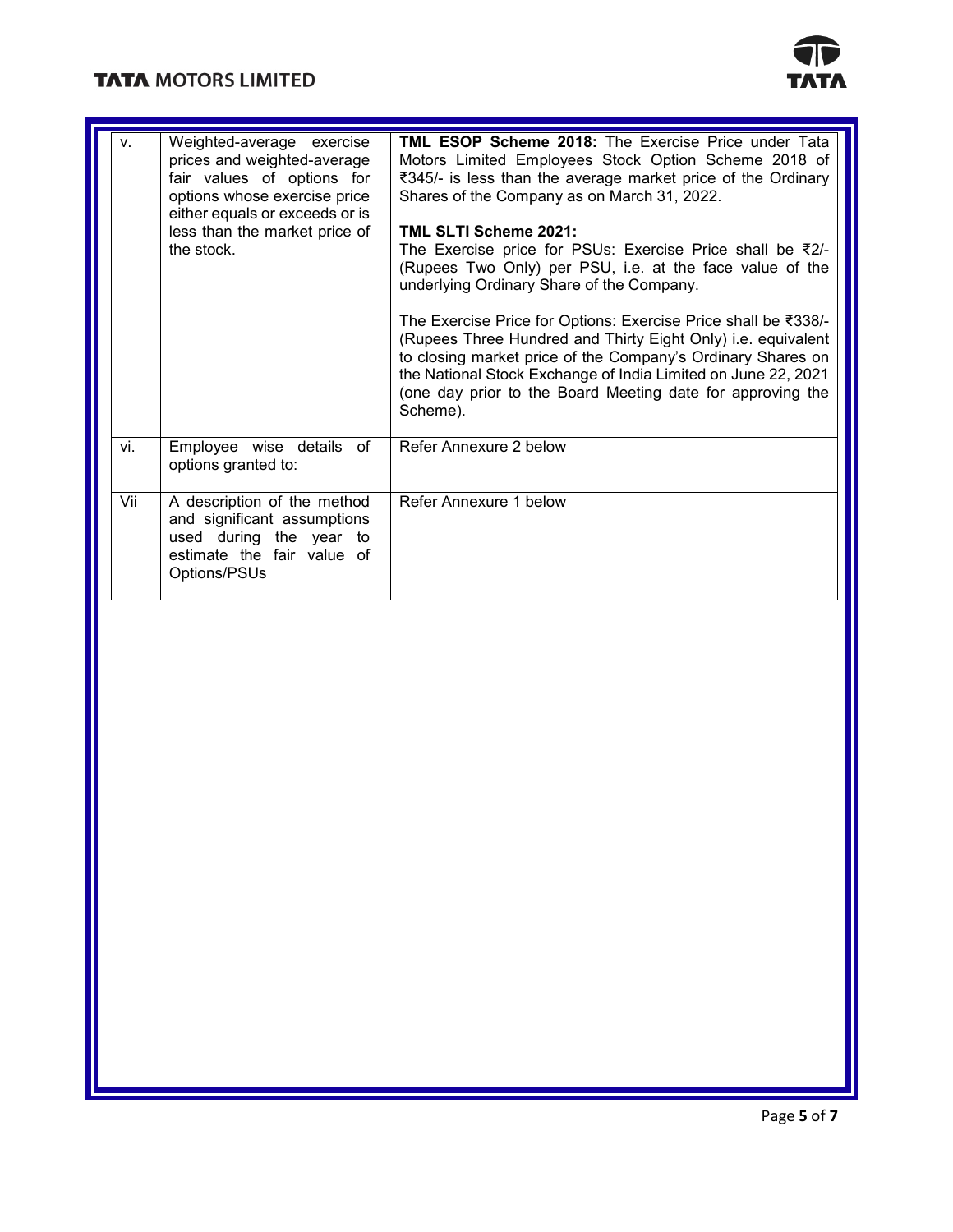| v. | Weighted-average exercise prices and weighted-average fair values of options for options whose exercise price either equals or exceeds or is less than the market price of the stock. | **TML ESOP Scheme 2018:** The Exercise Price under Tata Motors Limited Employees Stock Option Scheme 2018 of ₹345/- is less than the average market price of the Ordinary Shares of the Company as on March 31, 2022.<br><br>**TML SLTI Scheme 2021:**<br>The Exercise price for PSUs: Exercise Price shall be ₹2/- (Rupees Two Only) per PSU, i.e. at the face value of the underlying Ordinary Share of the Company.<br><br>The Exercise Price for Options: Exercise Price shall be ₹338/- (Rupees Three Hundred and Thirty Eight Only) i.e. equivalent to closing market price of the Company's Ordinary Shares on the National Stock Exchange of India Limited on June 22, 2021 (one day prior to the Board Meeting date for approving the Scheme). |
|---|---|---|
| vi. | Employee wise details of options granted to: | Refer Annexure 2 below |
| Vii | A description of the method and significant assumptions used during the year to estimate the fair value of Options/PSUs | Refer Annexure 1 below |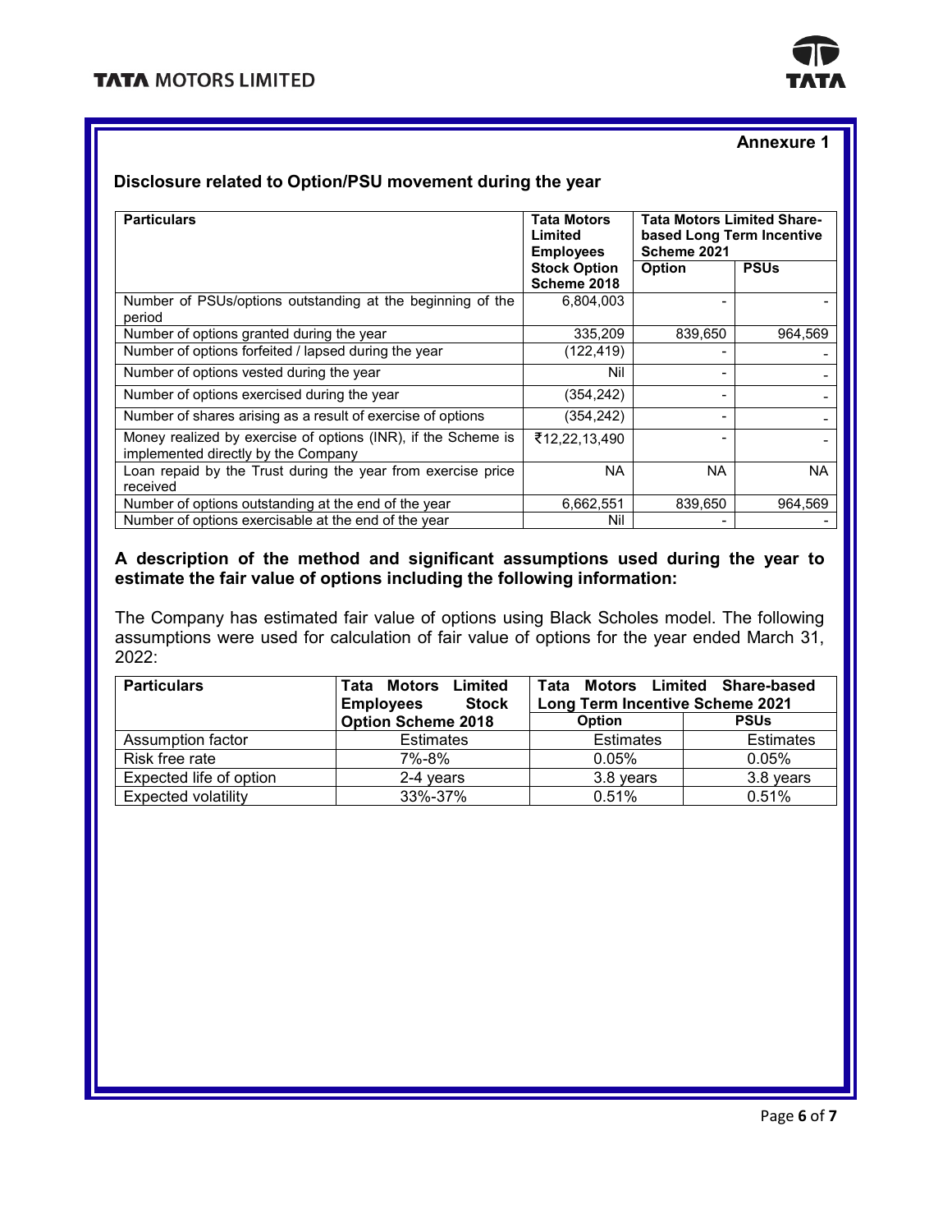**Annexure 1**

## Disclosure related to Option/PSU movement during the year

| Particulars | Tata Motors Limited Employees Stock Option Scheme 2018 | Tata Motors Limited Share-based Long Term Incentive Scheme 2021 | |
|---|---|---|---|
| | | Option | PSUs |
| Number of PSUs/options outstanding at the beginning of the period | 6,804,003 | - | - |
| Number of options granted during the year | 335,209 | 839,650 | 964,569 |
| Number of options forfeited / lapsed during the year | (122,419) | - | - |
| Number of options vested during the year | Nil | - | - |
| Number of options exercised during the year | (354,242) | - | - |
| Number of shares arising as a result of exercise of options | (354,242) | - | - |
| Money realized by exercise of options (INR), if the Scheme is implemented directly by the Company | ₹12,22,13,490 | - | - |
| Loan repaid by the Trust during the year from exercise price received | NA | NA | NA |
| Number of options outstanding at the end of the year | 6,662,551 | 839,650 | 964,569 |
| Number of options exercisable at the end of the year | Nil | - | - |

**A description of the method and significant assumptions used during the year to estimate the fair value of options including the following information:**

The Company has estimated fair value of options using Black Scholes model. The following assumptions were used for calculation of fair value of options for the year ended March 31, 2022:

| Particulars | Tata Motors Limited Employees Stock Option Scheme 2018 | Tata Motors Limited Share-based Long Term Incentive Scheme 2021 | |
|---|---|---|---|
| | | Option | PSUs |
| Assumption factor | Estimates | Estimates | Estimates |
| Risk free rate | 7%-8% | 0.05% | 0.05% |
| Expected life of option | 2-4 years | 3.8 years | 3.8 years |
| Expected volatility | 33%-37% | 0.51% | 0.51% |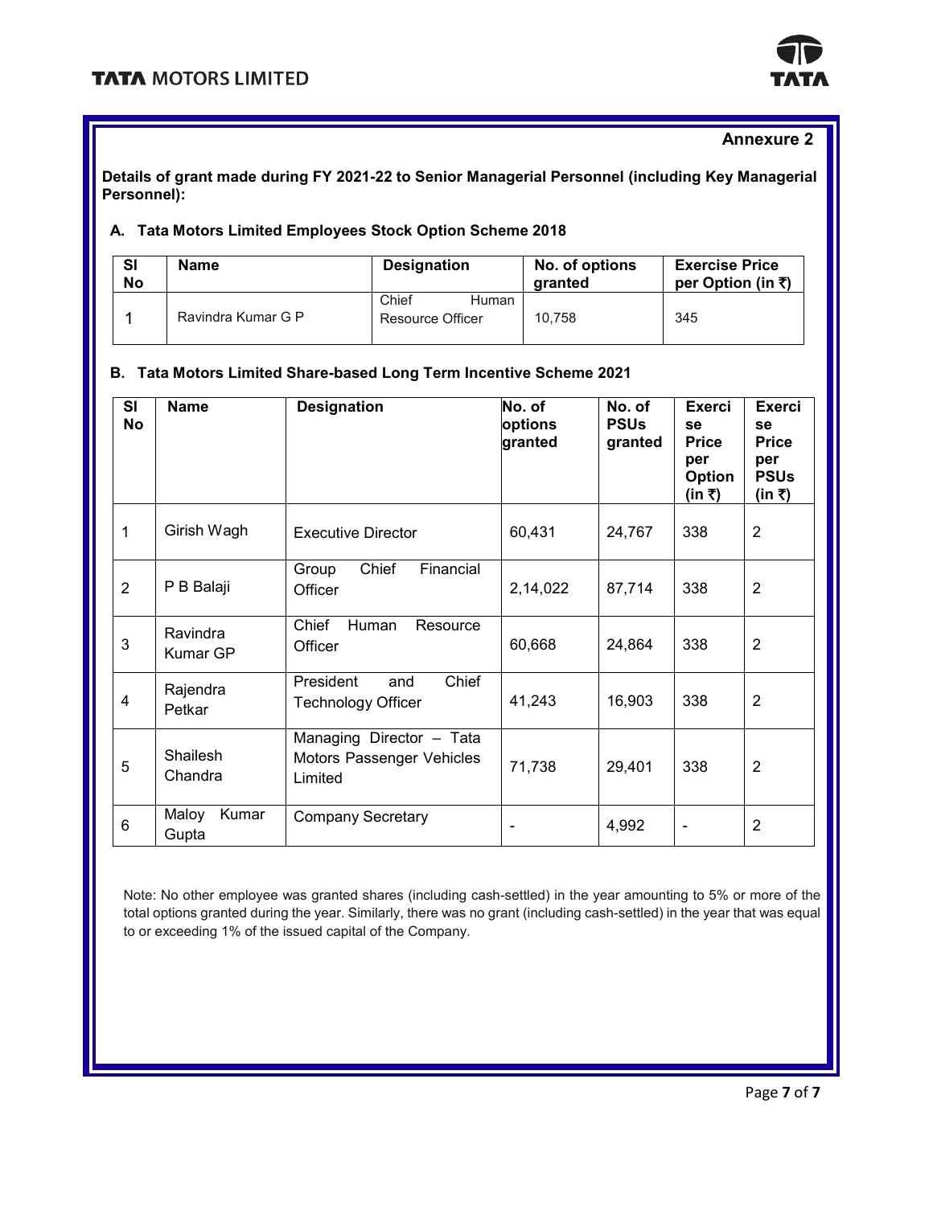**Annexure 2**

**Details of grant made during FY 2021-22 to Senior Managerial Personnel (including Key Managerial Personnel):**

**A. Tata Motors Limited Employees Stock Option Scheme 2018**

| Sl No | Name | Designation | No. of options granted | Exercise Price per Option (in ₹) |
|---|---|---|---|---|
| 1 | Ravindra Kumar G P | Chief Human Resource Officer | 10,758 | 345 |

**B. Tata Motors Limited Share-based Long Term Incentive Scheme 2021**

| Sl No | Name | Designation | No. of options granted | No. of PSUs granted | Exercise Price per Option (in ₹) | Exercise Price per PSUs (in ₹) |
|---|---|---|---|---|---|---|
| 1 | Girish Wagh | Executive Director | 60,431 | 24,767 | 338 | 2 |
| 2 | P B Balaji | Group Chief Financial Officer | 2,14,022 | 87,714 | 338 | 2 |
| 3 | Ravindra Kumar GP | Chief Human Resource Officer | 60,668 | 24,864 | 338 | 2 |
| 4 | Rajendra Petkar | President and Chief Technology Officer | 41,243 | 16,903 | 338 | 2 |
| 5 | Shailesh Chandra | Managing Director – Tata Motors Passenger Vehicles Limited | 71,738 | 29,401 | 338 | 2 |
| 6 | Maloy Kumar Gupta | Company Secretary | - | 4,992 | - | 2 |

Note: No other employee was granted shares (including cash-settled) in the year amounting to 5% or more of the total options granted during the year. Similarly, there was no grant (including cash-settled) in the year that was equal to or exceeding 1% of the issued capital of the Company.